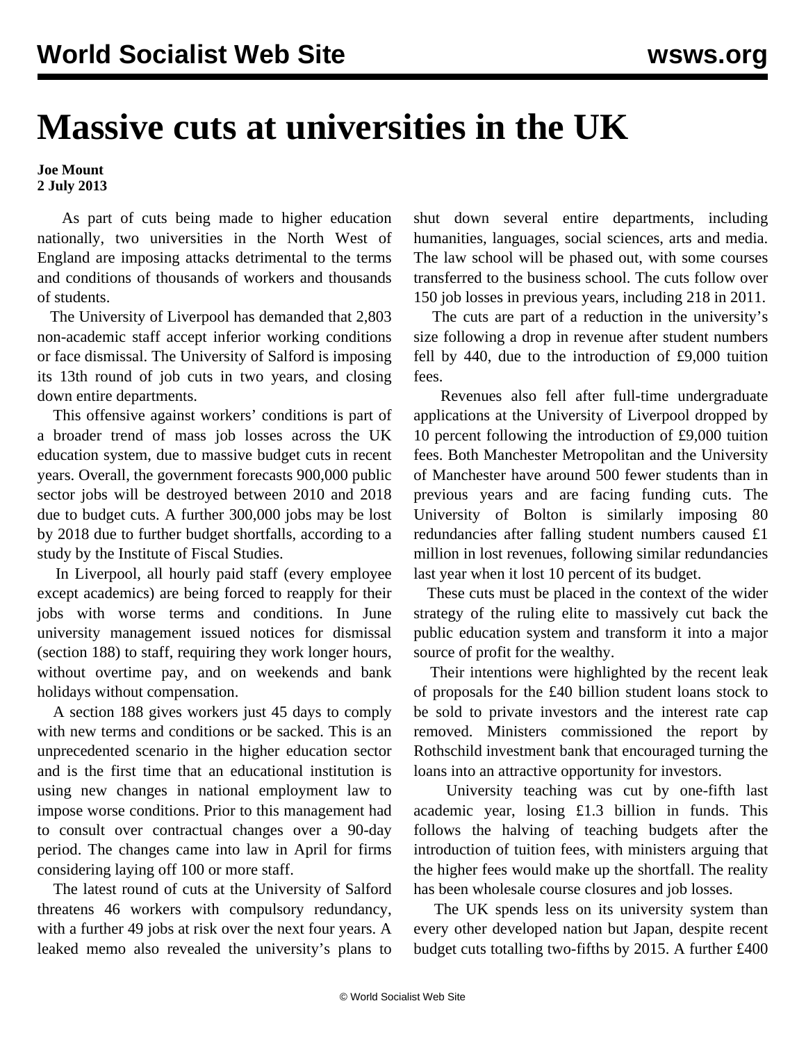# Massive cuts at universities in the UK

**Joe Mount**
**2 July 2013**

As part of cuts being made to higher education nationally, two universities in the North West of England are imposing attacks detrimental to the terms and conditions of thousands of workers and thousands of students.

The University of Liverpool has demanded that 2,803 non-academic staff accept inferior working conditions or face dismissal. The University of Salford is imposing its 13th round of job cuts in two years, and closing down entire departments.

This offensive against workers' conditions is part of a broader trend of mass job losses across the UK education system, due to massive budget cuts in recent years. Overall, the government forecasts 900,000 public sector jobs will be destroyed between 2010 and 2018 due to budget cuts. A further 300,000 jobs may be lost by 2018 due to further budget shortfalls, according to a study by the Institute of Fiscal Studies.

In Liverpool, all hourly paid staff (every employee except academics) are being forced to reapply for their jobs with worse terms and conditions. In June university management issued notices for dismissal (section 188) to staff, requiring they work longer hours, without overtime pay, and on weekends and bank holidays without compensation.

A section 188 gives workers just 45 days to comply with new terms and conditions or be sacked. This is an unprecedented scenario in the higher education sector and is the first time that an educational institution is using new changes in national employment law to impose worse conditions. Prior to this management had to consult over contractual changes over a 90-day period. The changes came into law in April for firms considering laying off 100 or more staff.

The latest round of cuts at the University of Salford threatens 46 workers with compulsory redundancy, with a further 49 jobs at risk over the next four years. A leaked memo also revealed the university's plans to shut down several entire departments, including humanities, languages, social sciences, arts and media. The law school will be phased out, with some courses transferred to the business school. The cuts follow over 150 job losses in previous years, including 218 in 2011.

The cuts are part of a reduction in the university's size following a drop in revenue after student numbers fell by 440, due to the introduction of £9,000 tuition fees.

Revenues also fell after full-time undergraduate applications at the University of Liverpool dropped by 10 percent following the introduction of £9,000 tuition fees. Both Manchester Metropolitan and the University of Manchester have around 500 fewer students than in previous years and are facing funding cuts. The University of Bolton is similarly imposing 80 redundancies after falling student numbers caused £1 million in lost revenues, following similar redundancies last year when it lost 10 percent of its budget.

These cuts must be placed in the context of the wider strategy of the ruling elite to massively cut back the public education system and transform it into a major source of profit for the wealthy.

Their intentions were highlighted by the recent leak of proposals for the £40 billion student loans stock to be sold to private investors and the interest rate cap removed. Ministers commissioned the report by Rothschild investment bank that encouraged turning the loans into an attractive opportunity for investors.

University teaching was cut by one-fifth last academic year, losing £1.3 billion in funds. This follows the halving of teaching budgets after the introduction of tuition fees, with ministers arguing that the higher fees would make up the shortfall. The reality has been wholesale course closures and job losses.

The UK spends less on its university system than every other developed nation but Japan, despite recent budget cuts totalling two-fifths by 2015. A further £400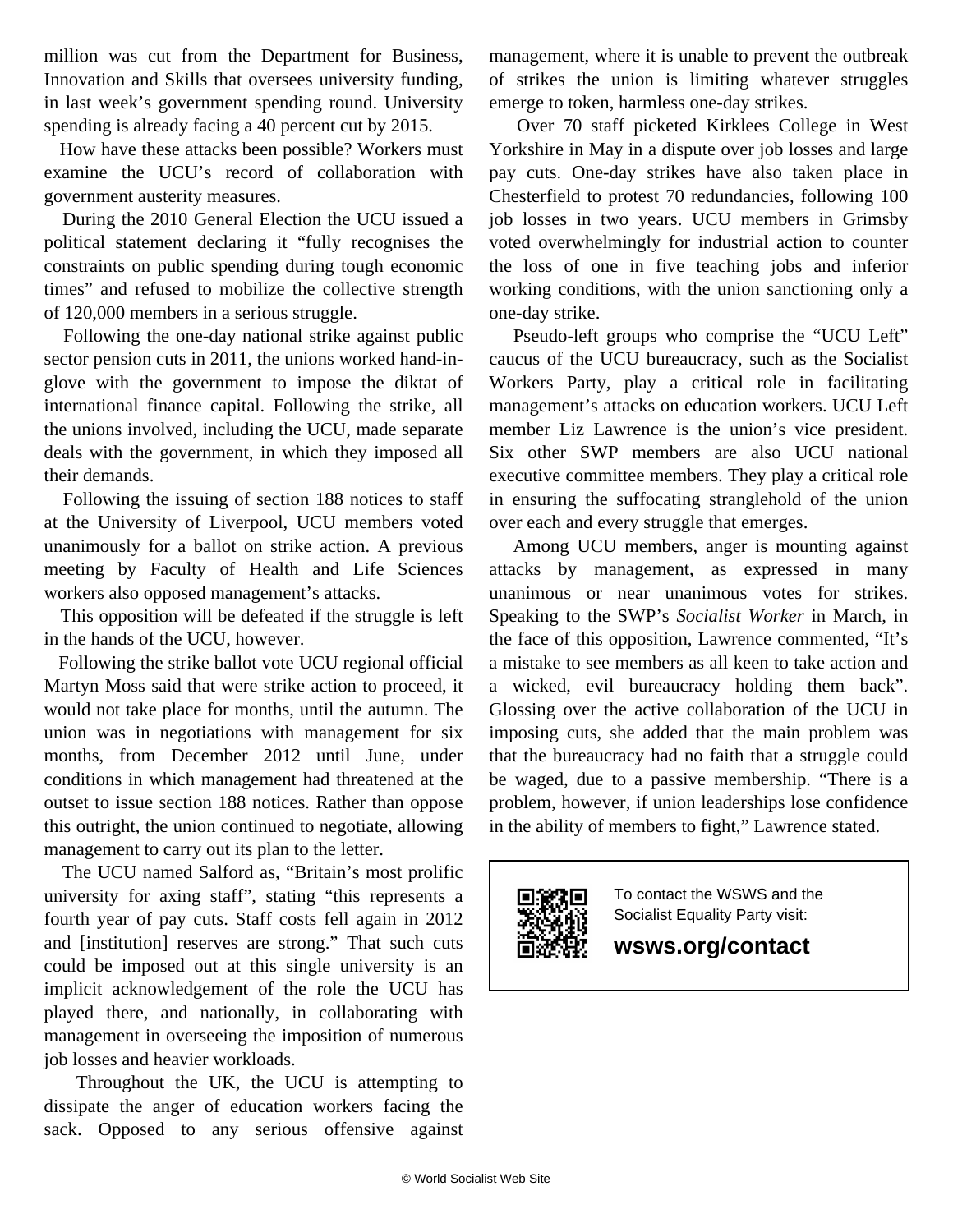million was cut from the Department for Business, Innovation and Skills that oversees university funding, in last week's government spending round. University spending is already facing a 40 percent cut by 2015.

How have these attacks been possible? Workers must examine the UCU's record of collaboration with government austerity measures.

During the 2010 General Election the UCU issued a political statement declaring it "fully recognises the constraints on public spending during tough economic times" and refused to mobilize the collective strength of 120,000 members in a serious struggle.

Following the one-day national strike against public sector pension cuts in 2011, the unions worked hand-in-glove with the government to impose the diktat of international finance capital. Following the strike, all the unions involved, including the UCU, made separate deals with the government, in which they imposed all their demands.

Following the issuing of section 188 notices to staff at the University of Liverpool, UCU members voted unanimously for a ballot on strike action. A previous meeting by Faculty of Health and Life Sciences workers also opposed management's attacks.

This opposition will be defeated if the struggle is left in the hands of the UCU, however.

Following the strike ballot vote UCU regional official Martyn Moss said that were strike action to proceed, it would not take place for months, until the autumn. The union was in negotiations with management for six months, from December 2012 until June, under conditions in which management had threatened at the outset to issue section 188 notices. Rather than oppose this outright, the union continued to negotiate, allowing management to carry out its plan to the letter.

The UCU named Salford as, "Britain's most prolific university for axing staff", stating "this represents a fourth year of pay cuts. Staff costs fell again in 2012 and [institution] reserves are strong." That such cuts could be imposed out at this single university is an implicit acknowledgement of the role the UCU has played there, and nationally, in collaborating with management in overseeing the imposition of numerous job losses and heavier workloads.

Throughout the UK, the UCU is attempting to dissipate the anger of education workers facing the sack. Opposed to any serious offensive against management, where it is unable to prevent the outbreak of strikes the union is limiting whatever struggles emerge to token, harmless one-day strikes.

Over 70 staff picketed Kirklees College in West Yorkshire in May in a dispute over job losses and large pay cuts. One-day strikes have also taken place in Chesterfield to protest 70 redundancies, following 100 job losses in two years. UCU members in Grimsby voted overwhelmingly for industrial action to counter the loss of one in five teaching jobs and inferior working conditions, with the union sanctioning only a one-day strike.

Pseudo-left groups who comprise the "UCU Left" caucus of the UCU bureaucracy, such as the Socialist Workers Party, play a critical role in facilitating management's attacks on education workers. UCU Left member Liz Lawrence is the union's vice president. Six other SWP members are also UCU national executive committee members. They play a critical role in ensuring the suffocating stranglehold of the union over each and every struggle that emerges.

Among UCU members, anger is mounting against attacks by management, as expressed in many unanimous or near unanimous votes for strikes. Speaking to the SWP's *Socialist Worker* in March, in the face of this opposition, Lawrence commented, "It's a mistake to see members as all keen to take action and a wicked, evil bureaucracy holding them back". Glossing over the active collaboration of the UCU in imposing cuts, she added that the main problem was that the bureaucracy had no faith that a struggle could be waged, due to a passive membership. "There is a problem, however, if union leaderships lose confidence in the ability of members to fight," Lawrence stated.

To contact the WSWS and the Socialist Equality Party visit:

**wsws.org/contact**